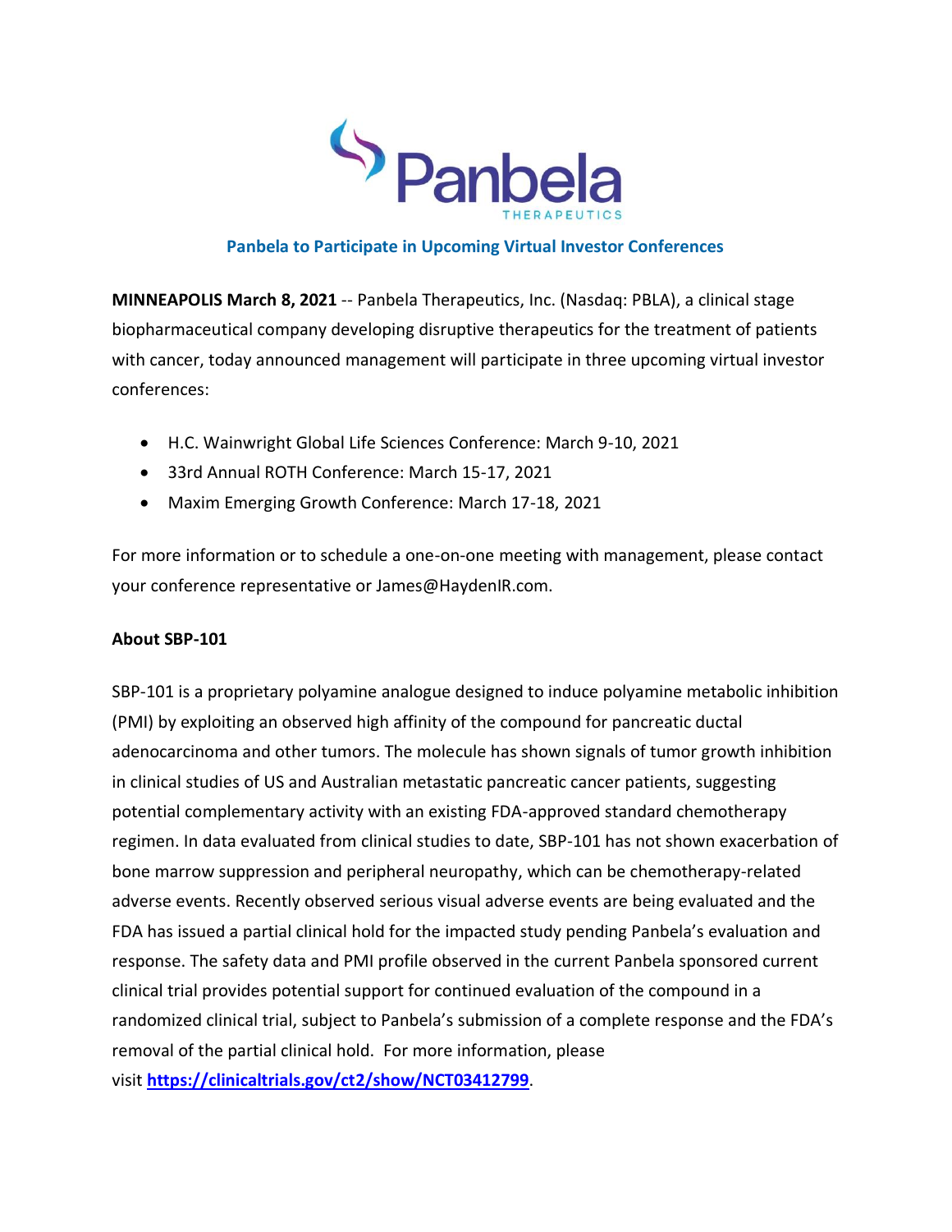# Panbela to Participate in Upcoming Virtual Investor Conferences

**MINNEAPOLIS March 8, 2021** -- Panbela Therapeutics, Inc. (Nasdaq: PBLA), a clinical stage biopharmaceutical company developing disruptive therapeutics for the treatment of patients with cancer, today announced management will participate in three upcoming virtual investor conferences:

- H.C. Wainwright Global Life Sciences Conference: March 9-10, 2021
- 33rd Annual ROTH Conference: March 15-17, 2021
- Maxim Emerging Growth Conference: March 17-18, 2021

For more information or to schedule a one-on-one meeting with management, please contact your conference representative or James@HaydenIR.com.

**About SBP-101**

SBP-101 is a proprietary polyamine analogue designed to induce polyamine metabolic inhibition (PMI) by exploiting an observed high affinity of the compound for pancreatic ductal adenocarcinoma and other tumors. The molecule has shown signals of tumor growth inhibition in clinical studies of US and Australian metastatic pancreatic cancer patients, suggesting potential complementary activity with an existing FDA-approved standard chemotherapy regimen. In data evaluated from clinical studies to date, SBP-101 has not shown exacerbation of bone marrow suppression and peripheral neuropathy, which can be chemotherapy-related adverse events. Recently observed serious visual adverse events are being evaluated and the FDA has issued a partial clinical hold for the impacted study pending Panbela's evaluation and response. The safety data and PMI profile observed in the current Panbela sponsored current clinical trial provides potential support for continued evaluation of the compound in a randomized clinical trial, subject to Panbela's submission of a complete response and the FDA's removal of the partial clinical hold. For more information, please visit **https://clinicaltrials.gov/ct2/show/NCT03412799**.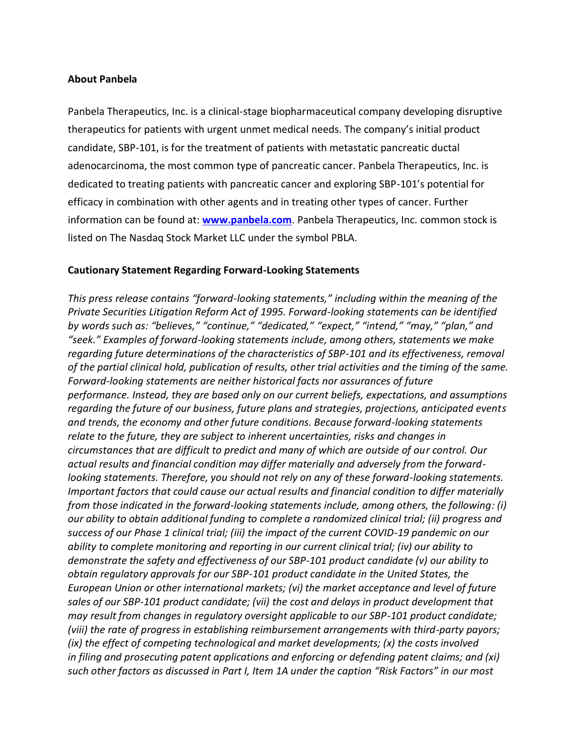**About Panbela**

Panbela Therapeutics, Inc. is a clinical-stage biopharmaceutical company developing disruptive therapeutics for patients with urgent unmet medical needs. The company's initial product candidate, SBP-101, is for the treatment of patients with metastatic pancreatic ductal adenocarcinoma, the most common type of pancreatic cancer. Panbela Therapeutics, Inc. is dedicated to treating patients with pancreatic cancer and exploring SBP-101's potential for efficacy in combination with other agents and in treating other types of cancer. Further information can be found at: **[www.panbela.com](http://www.panbela.com)**. Panbela Therapeutics, Inc. common stock is listed on The Nasdaq Stock Market LLC under the symbol PBLA.

**Cautionary Statement Regarding Forward-Looking Statements**

*This press release contains "forward-looking statements," including within the meaning of the Private Securities Litigation Reform Act of 1995. Forward-looking statements can be identified by words such as: "believes," "continue," "dedicated," "expect," "intend," "may," "plan," and "seek." Examples of forward-looking statements include, among others, statements we make regarding future determinations of the characteristics of SBP-101 and its effectiveness, removal of the partial clinical hold, publication of results, other trial activities and the timing of the same. Forward-looking statements are neither historical facts nor assurances of future performance. Instead, they are based only on our current beliefs, expectations, and assumptions regarding the future of our business, future plans and strategies, projections, anticipated events and trends, the economy and other future conditions. Because forward-looking statements relate to the future, they are subject to inherent uncertainties, risks and changes in circumstances that are difficult to predict and many of which are outside of our control. Our actual results and financial condition may differ materially and adversely from the forward-looking statements. Therefore, you should not rely on any of these forward-looking statements. Important factors that could cause our actual results and financial condition to differ materially from those indicated in the forward-looking statements include, among others, the following: (i) our ability to obtain additional funding to complete a randomized clinical trial; (ii) progress and success of our Phase 1 clinical trial; (iii) the impact of the current COVID-19 pandemic on our ability to complete monitoring and reporting in our current clinical trial; (iv) our ability to demonstrate the safety and effectiveness of our SBP-101 product candidate (v) our ability to obtain regulatory approvals for our SBP-101 product candidate in the United States, the European Union or other international markets; (vi) the market acceptance and level of future sales of our SBP-101 product candidate; (vii) the cost and delays in product development that may result from changes in regulatory oversight applicable to our SBP-101 product candidate; (viii) the rate of progress in establishing reimbursement arrangements with third-party payors; (ix) the effect of competing technological and market developments; (x) the costs involved in filing and prosecuting patent applications and enforcing or defending patent claims; and (xi) such other factors as discussed in Part I, Item 1A under the caption "Risk Factors" in our most*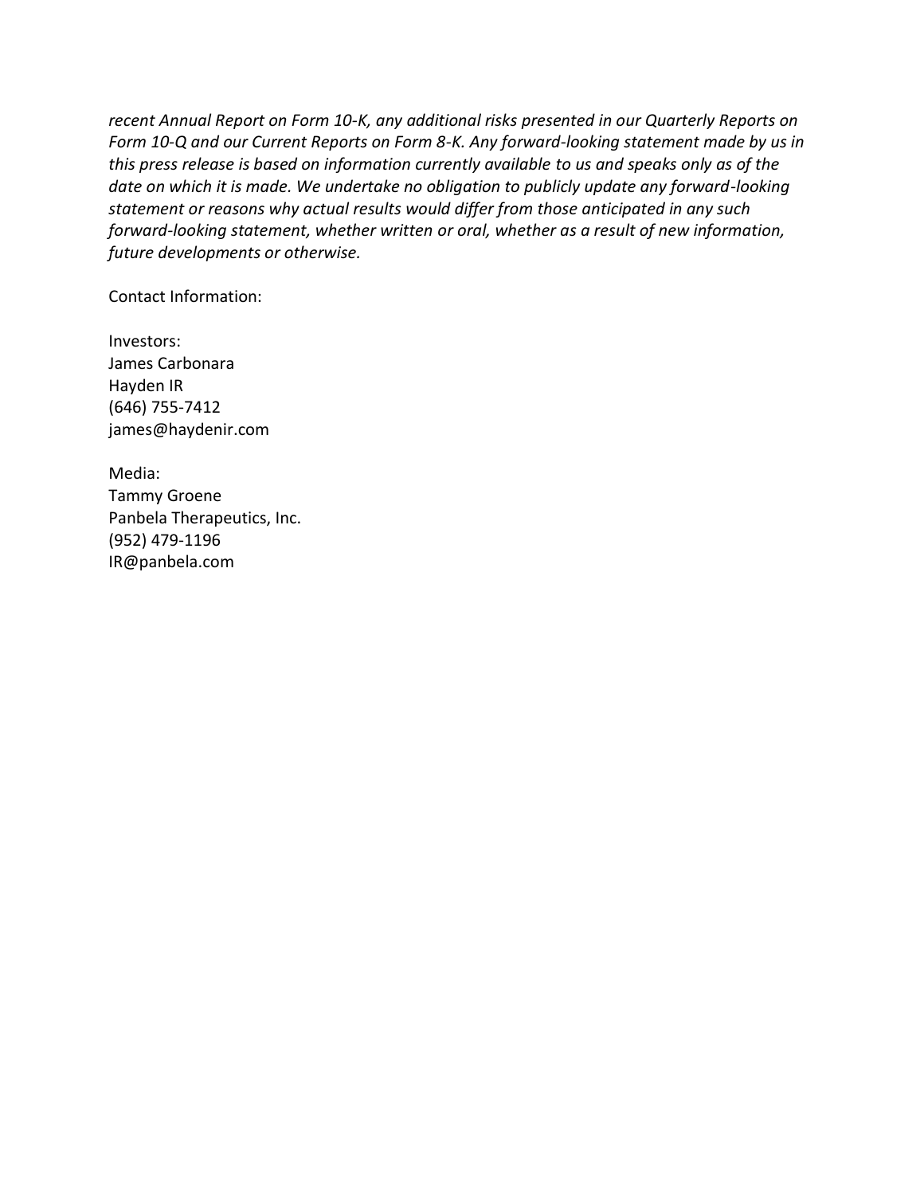*recent Annual Report on Form 10-K, any additional risks presented in our Quarterly Reports on Form 10-Q and our Current Reports on Form 8-K. Any forward-looking statement made by us in this press release is based on information currently available to us and speaks only as of the date on which it is made. We undertake no obligation to publicly update any forward-looking statement or reasons why actual results would differ from those anticipated in any such forward-looking statement, whether written or oral, whether as a result of new information, future developments or otherwise.*

Contact Information:

Investors:
James Carbonara
Hayden IR
(646) 755-7412
james@haydenir.com

Media:
Tammy Groene
Panbela Therapeutics, Inc.
(952) 479-1196
IR@panbela.com